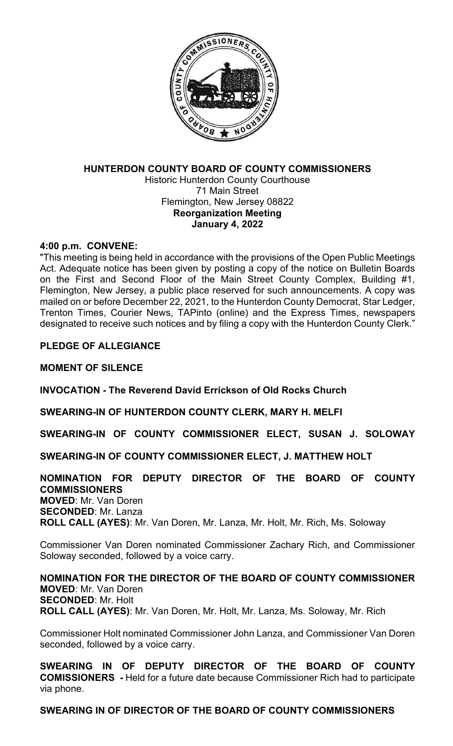**HUNTERDON COUNTY BOARD OF COUNTY COMMISSIONERS**
Historic Hunterdon County Courthouse
71 Main Street
Flemington, New Jersey 08822
**Reorganization Meeting**
**January 4, 2022**

**4:00 p.m. CONVENE:**

"This meeting is being held in accordance with the provisions of the Open Public Meetings Act. Adequate notice has been given by posting a copy of the notice on Bulletin Boards on the First and Second Floor of the Main Street County Complex, Building #1, Flemington, New Jersey, a public place reserved for such announcements. A copy was mailed on or before December 22, 2021, to the Hunterdon County Democrat, Star Ledger, Trenton Times, Courier News, TAPinto (online) and the Express Times, newspapers designated to receive such notices and by filing a copy with the Hunterdon County Clerk."

**PLEDGE OF ALLEGIANCE**

**MOMENT OF SILENCE**

**INVOCATION - The Reverend David Errickson of Old Rocks Church**

**SWEARING-IN OF HUNTERDON COUNTY CLERK, MARY H. MELFI**

**SWEARING-IN OF COUNTY COMMISSIONER ELECT, SUSAN J. SOLOWAY**

**SWEARING-IN OF COUNTY COMMISSIONER ELECT, J. MATTHEW HOLT**

**NOMINATION FOR DEPUTY DIRECTOR OF THE BOARD OF COUNTY COMMISSIONERS**
**MOVED**: Mr. Van Doren
**SECONDED**: Mr. Lanza
**ROLL CALL (AYES)**: Mr. Van Doren, Mr. Lanza, Mr. Holt, Mr. Rich, Ms. Soloway

Commissioner Van Doren nominated Commissioner Zachary Rich, and Commissioner Soloway seconded, followed by a voice carry.

**NOMINATION FOR THE DIRECTOR OF THE BOARD OF COUNTY COMMISSIONER**
**MOVED**: Mr. Van Doren
**SECONDED**: Mr. Holt
**ROLL CALL (AYES)**: Mr. Van Doren, Mr. Holt, Mr. Lanza, Ms. Soloway, Mr. Rich

Commissioner Holt nominated Commissioner John Lanza, and Commissioner Van Doren seconded, followed by a voice carry.

**SWEARING IN OF DEPUTY DIRECTOR OF THE BOARD OF COUNTY COMISSIONERS -** Held for a future date because Commissioner Rich had to participate via phone.

**SWEARING IN OF DIRECTOR OF THE BOARD OF COUNTY COMMISSIONERS**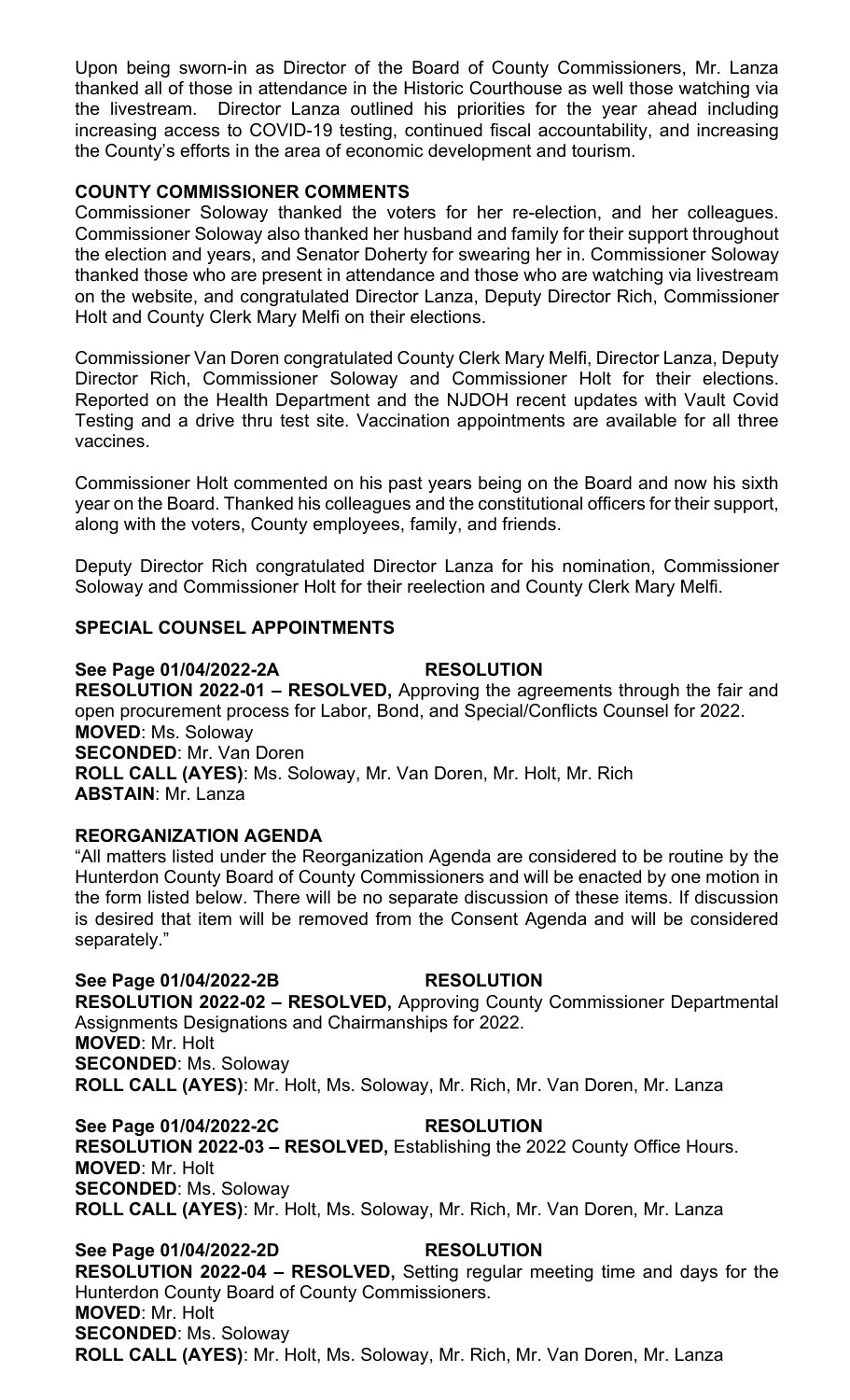Upon being sworn-in as Director of the Board of County Commissioners, Mr. Lanza thanked all of those in attendance in the Historic Courthouse as well those watching via the livestream. Director Lanza outlined his priorities for the year ahead including increasing access to COVID-19 testing, continued fiscal accountability, and increasing the County's efforts in the area of economic development and tourism.

## COUNTY COMMISSIONER COMMENTS

Commissioner Soloway thanked the voters for her re-election, and her colleagues. Commissioner Soloway also thanked her husband and family for their support throughout the election and years, and Senator Doherty for swearing her in. Commissioner Soloway thanked those who are present in attendance and those who are watching via livestream on the website, and congratulated Director Lanza, Deputy Director Rich, Commissioner Holt and County Clerk Mary Melfi on their elections.

Commissioner Van Doren congratulated County Clerk Mary Melfi, Director Lanza, Deputy Director Rich, Commissioner Soloway and Commissioner Holt for their elections. Reported on the Health Department and the NJDOH recent updates with Vault Covid Testing and a drive thru test site. Vaccination appointments are available for all three vaccines.

Commissioner Holt commented on his past years being on the Board and now his sixth year on the Board. Thanked his colleagues and the constitutional officers for their support, along with the voters, County employees, family, and friends.

Deputy Director Rich congratulated Director Lanza for his nomination, Commissioner Soloway and Commissioner Holt for their reelection and County Clerk Mary Melfi.

## SPECIAL COUNSEL APPOINTMENTS

**See Page 01/04/2022-2A RESOLUTION**
**RESOLUTION 2022-01 – RESOLVED,** Approving the agreements through the fair and open procurement process for Labor, Bond, and Special/Conflicts Counsel for 2022.
**MOVED**: Ms. Soloway
**SECONDED**: Mr. Van Doren
**ROLL CALL (AYES)**: Ms. Soloway, Mr. Van Doren, Mr. Holt, Mr. Rich
**ABSTAIN**: Mr. Lanza

## REORGANIZATION AGENDA

"All matters listed under the Reorganization Agenda are considered to be routine by the Hunterdon County Board of County Commissioners and will be enacted by one motion in the form listed below. There will be no separate discussion of these items. If discussion is desired that item will be removed from the Consent Agenda and will be considered separately."

**See Page 01/04/2022-2B RESOLUTION**
**RESOLUTION 2022-02 – RESOLVED,** Approving County Commissioner Departmental Assignments Designations and Chairmanships for 2022.
**MOVED**: Mr. Holt
**SECONDED**: Ms. Soloway
**ROLL CALL (AYES)**: Mr. Holt, Ms. Soloway, Mr. Rich, Mr. Van Doren, Mr. Lanza

**See Page 01/04/2022-2C RESOLUTION**
**RESOLUTION 2022-03 – RESOLVED,** Establishing the 2022 County Office Hours.
**MOVED**: Mr. Holt
**SECONDED**: Ms. Soloway
**ROLL CALL (AYES)**: Mr. Holt, Ms. Soloway, Mr. Rich, Mr. Van Doren, Mr. Lanza

**See Page 01/04/2022-2D RESOLUTION**
**RESOLUTION 2022-04 – RESOLVED,** Setting regular meeting time and days for the Hunterdon County Board of County Commissioners.
**MOVED**: Mr. Holt
**SECONDED**: Ms. Soloway
**ROLL CALL (AYES)**: Mr. Holt, Ms. Soloway, Mr. Rich, Mr. Van Doren, Mr. Lanza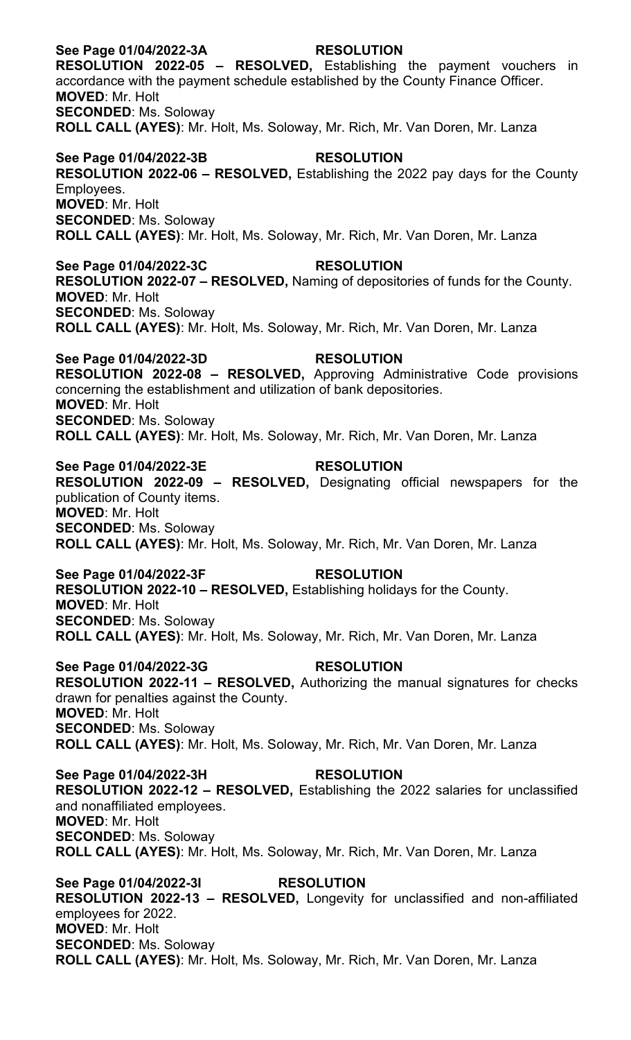**See Page 01/04/2022-3A** **RESOLUTION**

**RESOLUTION 2022-05 – RESOLVED,** Establishing the payment vouchers in accordance with the payment schedule established by the County Finance Officer.

**MOVED**: Mr. Holt

**SECONDED**: Ms. Soloway

**ROLL CALL (AYES)**: Mr. Holt, Ms. Soloway, Mr. Rich, Mr. Van Doren, Mr. Lanza

**See Page 01/04/2022-3B** **RESOLUTION**

**RESOLUTION 2022-06 – RESOLVED,** Establishing the 2022 pay days for the County Employees.

**MOVED**: Mr. Holt

**SECONDED**: Ms. Soloway

**ROLL CALL (AYES)**: Mr. Holt, Ms. Soloway, Mr. Rich, Mr. Van Doren, Mr. Lanza

**See Page 01/04/2022-3C** **RESOLUTION**

**RESOLUTION 2022-07 – RESOLVED,** Naming of depositories of funds for the County.

**MOVED**: Mr. Holt

**SECONDED**: Ms. Soloway

**ROLL CALL (AYES)**: Mr. Holt, Ms. Soloway, Mr. Rich, Mr. Van Doren, Mr. Lanza

**See Page 01/04/2022-3D** **RESOLUTION**

**RESOLUTION 2022-08 – RESOLVED,** Approving Administrative Code provisions concerning the establishment and utilization of bank depositories.

**MOVED**: Mr. Holt

**SECONDED**: Ms. Soloway

**ROLL CALL (AYES)**: Mr. Holt, Ms. Soloway, Mr. Rich, Mr. Van Doren, Mr. Lanza

**See Page 01/04/2022-3E** **RESOLUTION**

**RESOLUTION 2022-09 – RESOLVED,** Designating official newspapers for the publication of County items.

**MOVED**: Mr. Holt

**SECONDED**: Ms. Soloway

**ROLL CALL (AYES)**: Mr. Holt, Ms. Soloway, Mr. Rich, Mr. Van Doren, Mr. Lanza

**See Page 01/04/2022-3F** **RESOLUTION**

**RESOLUTION 2022-10 – RESOLVED,** Establishing holidays for the County.

**MOVED**: Mr. Holt

**SECONDED**: Ms. Soloway

**ROLL CALL (AYES)**: Mr. Holt, Ms. Soloway, Mr. Rich, Mr. Van Doren, Mr. Lanza

**See Page 01/04/2022-3G** **RESOLUTION**

**RESOLUTION 2022-11 – RESOLVED,** Authorizing the manual signatures for checks drawn for penalties against the County.

**MOVED**: Mr. Holt

**SECONDED**: Ms. Soloway

**ROLL CALL (AYES)**: Mr. Holt, Ms. Soloway, Mr. Rich, Mr. Van Doren, Mr. Lanza

**See Page 01/04/2022-3H** **RESOLUTION**

**RESOLUTION 2022-12 – RESOLVED,** Establishing the 2022 salaries for unclassified and nonaffiliated employees.

**MOVED**: Mr. Holt

**SECONDED**: Ms. Soloway

**ROLL CALL (AYES)**: Mr. Holt, Ms. Soloway, Mr. Rich, Mr. Van Doren, Mr. Lanza

**See Page 01/04/2022-3I** **RESOLUTION**

**RESOLUTION 2022-13 – RESOLVED,** Longevity for unclassified and non-affiliated employees for 2022.

**MOVED**: Mr. Holt

**SECONDED**: Ms. Soloway

**ROLL CALL (AYES)**: Mr. Holt, Ms. Soloway, Mr. Rich, Mr. Van Doren, Mr. Lanza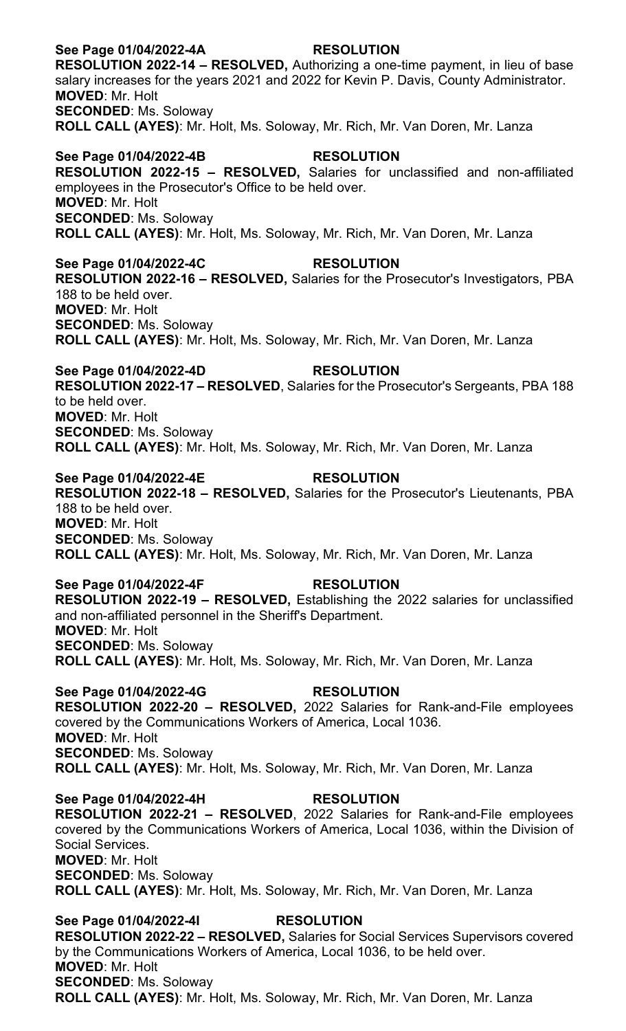**See Page 01/04/2022-4A** **RESOLUTION**

**RESOLUTION 2022-14 – RESOLVED,** Authorizing a one-time payment, in lieu of base salary increases for the years 2021 and 2022 for Kevin P. Davis, County Administrator.

**MOVED**: Mr. Holt

**SECONDED**: Ms. Soloway

**ROLL CALL (AYES)**: Mr. Holt, Ms. Soloway, Mr. Rich, Mr. Van Doren, Mr. Lanza

**See Page 01/04/2022-4B** **RESOLUTION**

**RESOLUTION 2022-15 – RESOLVED,** Salaries for unclassified and non-affiliated employees in the Prosecutor's Office to be held over.

**MOVED**: Mr. Holt

**SECONDED**: Ms. Soloway

**ROLL CALL (AYES)**: Mr. Holt, Ms. Soloway, Mr. Rich, Mr. Van Doren, Mr. Lanza

**See Page 01/04/2022-4C** **RESOLUTION**

**RESOLUTION 2022-16 – RESOLVED,** Salaries for the Prosecutor's Investigators, PBA 188 to be held over.

**MOVED**: Mr. Holt

**SECONDED**: Ms. Soloway

**ROLL CALL (AYES)**: Mr. Holt, Ms. Soloway, Mr. Rich, Mr. Van Doren, Mr. Lanza

**See Page 01/04/2022-4D** **RESOLUTION**

**RESOLUTION 2022-17 – RESOLVED**, Salaries for the Prosecutor's Sergeants, PBA 188 to be held over.

**MOVED**: Mr. Holt

**SECONDED**: Ms. Soloway

**ROLL CALL (AYES)**: Mr. Holt, Ms. Soloway, Mr. Rich, Mr. Van Doren, Mr. Lanza

**See Page 01/04/2022-4E** **RESOLUTION**

**RESOLUTION 2022-18 – RESOLVED,** Salaries for the Prosecutor's Lieutenants, PBA 188 to be held over.

**MOVED**: Mr. Holt

**SECONDED**: Ms. Soloway

**ROLL CALL (AYES)**: Mr. Holt, Ms. Soloway, Mr. Rich, Mr. Van Doren, Mr. Lanza

**See Page 01/04/2022-4F** **RESOLUTION**

**RESOLUTION 2022-19 – RESOLVED,** Establishing the 2022 salaries for unclassified and non-affiliated personnel in the Sheriff's Department.

**MOVED**: Mr. Holt

**SECONDED**: Ms. Soloway

**ROLL CALL (AYES)**: Mr. Holt, Ms. Soloway, Mr. Rich, Mr. Van Doren, Mr. Lanza

**See Page 01/04/2022-4G** **RESOLUTION**

**RESOLUTION 2022-20 – RESOLVED,** 2022 Salaries for Rank-and-File employees covered by the Communications Workers of America, Local 1036.

**MOVED**: Mr. Holt

**SECONDED**: Ms. Soloway

**ROLL CALL (AYES)**: Mr. Holt, Ms. Soloway, Mr. Rich, Mr. Van Doren, Mr. Lanza

**See Page 01/04/2022-4H** **RESOLUTION**

**RESOLUTION 2022-21 – RESOLVED**, 2022 Salaries for Rank-and-File employees covered by the Communications Workers of America, Local 1036, within the Division of Social Services.

**MOVED**: Mr. Holt

**SECONDED**: Ms. Soloway

**ROLL CALL (AYES)**: Mr. Holt, Ms. Soloway, Mr. Rich, Mr. Van Doren, Mr. Lanza

**See Page 01/04/2022-4I** **RESOLUTION**

**RESOLUTION 2022-22 – RESOLVED,** Salaries for Social Services Supervisors covered by the Communications Workers of America, Local 1036, to be held over.

**MOVED**: Mr. Holt

**SECONDED**: Ms. Soloway

**ROLL CALL (AYES)**: Mr. Holt, Ms. Soloway, Mr. Rich, Mr. Van Doren, Mr. Lanza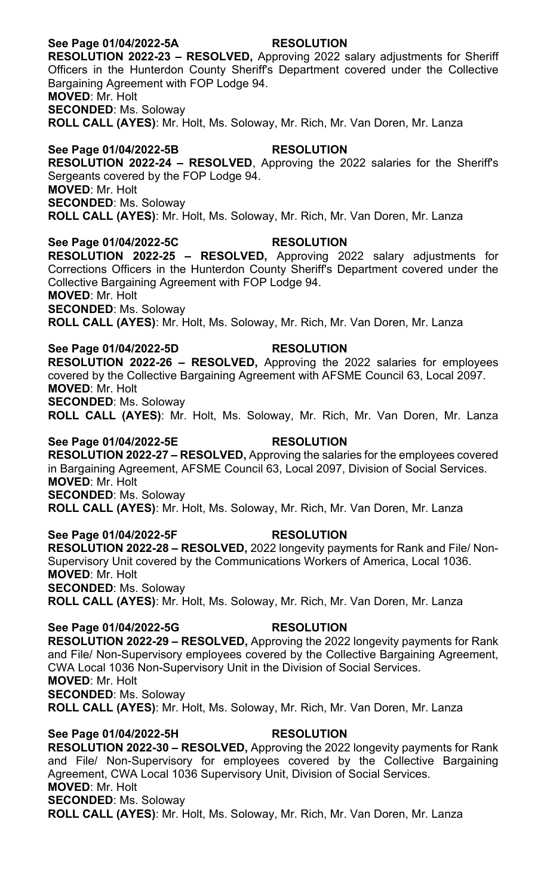**See Page 01/04/2022-5A** **RESOLUTION**

**RESOLUTION 2022-23 – RESOLVED,** Approving 2022 salary adjustments for Sheriff Officers in the Hunterdon County Sheriff's Department covered under the Collective Bargaining Agreement with FOP Lodge 94.

**MOVED**: Mr. Holt
**SECONDED**: Ms. Soloway
**ROLL CALL (AYES)**: Mr. Holt, Ms. Soloway, Mr. Rich, Mr. Van Doren, Mr. Lanza

**See Page 01/04/2022-5B** **RESOLUTION**

**RESOLUTION 2022-24 – RESOLVED**, Approving the 2022 salaries for the Sheriff's Sergeants covered by the FOP Lodge 94.

**MOVED**: Mr. Holt
**SECONDED**: Ms. Soloway
**ROLL CALL (AYES)**: Mr. Holt, Ms. Soloway, Mr. Rich, Mr. Van Doren, Mr. Lanza

**See Page 01/04/2022-5C** **RESOLUTION**

**RESOLUTION 2022-25 – RESOLVED,** Approving 2022 salary adjustments for Corrections Officers in the Hunterdon County Sheriff's Department covered under the Collective Bargaining Agreement with FOP Lodge 94.

**MOVED**: Mr. Holt
**SECONDED**: Ms. Soloway
**ROLL CALL (AYES)**: Mr. Holt, Ms. Soloway, Mr. Rich, Mr. Van Doren, Mr. Lanza

**See Page 01/04/2022-5D** **RESOLUTION**

**RESOLUTION 2022-26 – RESOLVED,** Approving the 2022 salaries for employees covered by the Collective Bargaining Agreement with AFSME Council 63, Local 2097.

**MOVED**: Mr. Holt
**SECONDED**: Ms. Soloway
**ROLL CALL (AYES)**: Mr. Holt, Ms. Soloway, Mr. Rich, Mr. Van Doren, Mr. Lanza

**See Page 01/04/2022-5E** **RESOLUTION**

**RESOLUTION 2022-27 – RESOLVED,** Approving the salaries for the employees covered in Bargaining Agreement, AFSME Council 63, Local 2097, Division of Social Services.

**MOVED**: Mr. Holt
**SECONDED**: Ms. Soloway
**ROLL CALL (AYES)**: Mr. Holt, Ms. Soloway, Mr. Rich, Mr. Van Doren, Mr. Lanza

**See Page 01/04/2022-5F** **RESOLUTION**

**RESOLUTION 2022-28 – RESOLVED,** 2022 longevity payments for Rank and File/ Non-Supervisory Unit covered by the Communications Workers of America, Local 1036.

**MOVED**: Mr. Holt
**SECONDED**: Ms. Soloway
**ROLL CALL (AYES)**: Mr. Holt, Ms. Soloway, Mr. Rich, Mr. Van Doren, Mr. Lanza

**See Page 01/04/2022-5G** **RESOLUTION**

**RESOLUTION 2022-29 – RESOLVED,** Approving the 2022 longevity payments for Rank and File/ Non-Supervisory employees covered by the Collective Bargaining Agreement, CWA Local 1036 Non-Supervisory Unit in the Division of Social Services.

**MOVED**: Mr. Holt
**SECONDED**: Ms. Soloway
**ROLL CALL (AYES)**: Mr. Holt, Ms. Soloway, Mr. Rich, Mr. Van Doren, Mr. Lanza

**See Page 01/04/2022-5H** **RESOLUTION**

**RESOLUTION 2022-30 – RESOLVED,** Approving the 2022 longevity payments for Rank and File/ Non-Supervisory for employees covered by the Collective Bargaining Agreement, CWA Local 1036 Supervisory Unit, Division of Social Services.

**MOVED**: Mr. Holt
**SECONDED**: Ms. Soloway
**ROLL CALL (AYES)**: Mr. Holt, Ms. Soloway, Mr. Rich, Mr. Van Doren, Mr. Lanza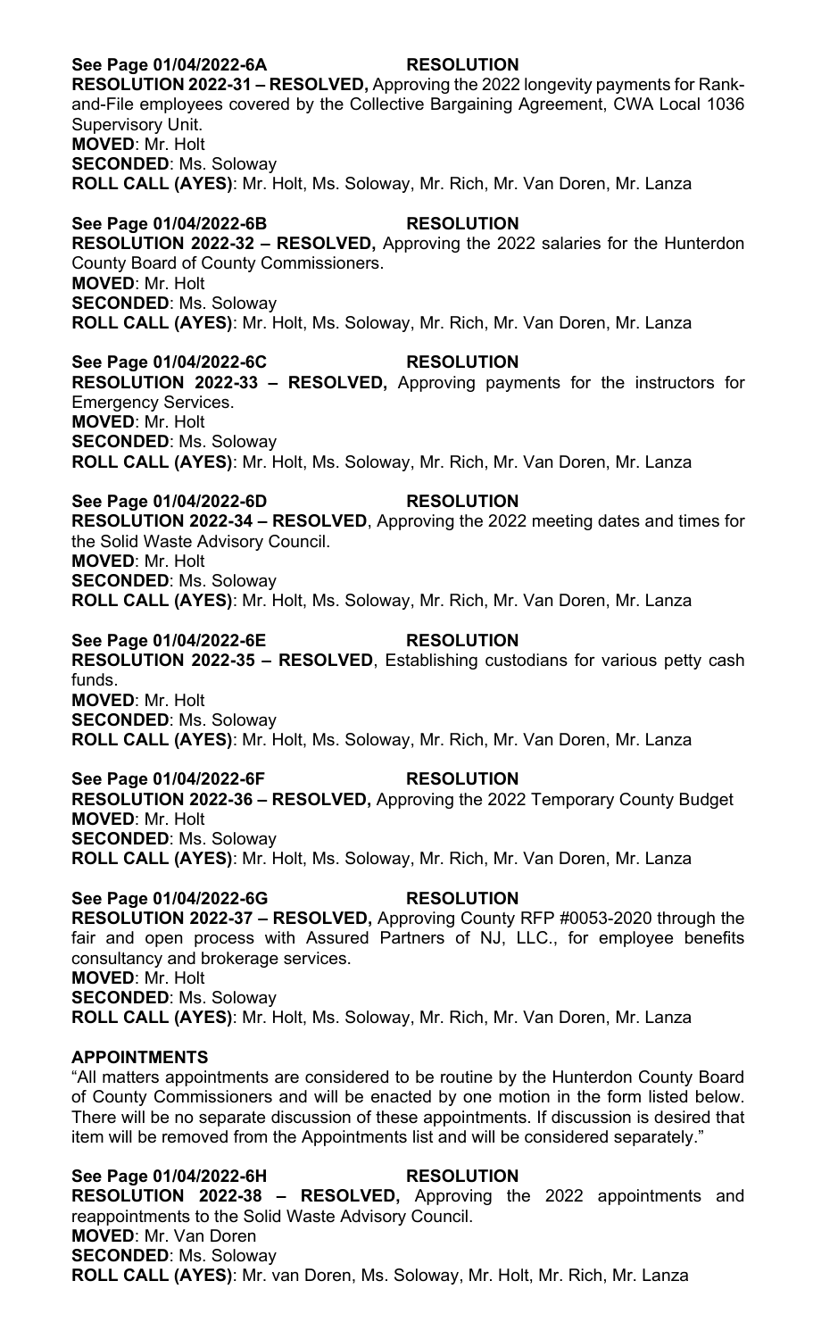**See Page 01/04/2022-6A** **RESOLUTION**

**RESOLUTION 2022-31 – RESOLVED,** Approving the 2022 longevity payments for Rank-and-File employees covered by the Collective Bargaining Agreement, CWA Local 1036 Supervisory Unit.

**MOVED**: Mr. Holt

**SECONDED**: Ms. Soloway

**ROLL CALL (AYES)**: Mr. Holt, Ms. Soloway, Mr. Rich, Mr. Van Doren, Mr. Lanza

**See Page 01/04/2022-6B** **RESOLUTION**

**RESOLUTION 2022-32 – RESOLVED,** Approving the 2022 salaries for the Hunterdon County Board of County Commissioners.

**MOVED**: Mr. Holt

**SECONDED**: Ms. Soloway

**ROLL CALL (AYES)**: Mr. Holt, Ms. Soloway, Mr. Rich, Mr. Van Doren, Mr. Lanza

**See Page 01/04/2022-6C** **RESOLUTION**

**RESOLUTION 2022-33 – RESOLVED,** Approving payments for the instructors for Emergency Services.

**MOVED**: Mr. Holt

**SECONDED**: Ms. Soloway

**ROLL CALL (AYES)**: Mr. Holt, Ms. Soloway, Mr. Rich, Mr. Van Doren, Mr. Lanza

**See Page 01/04/2022-6D** **RESOLUTION**

**RESOLUTION 2022-34 – RESOLVED**, Approving the 2022 meeting dates and times for the Solid Waste Advisory Council.

**MOVED**: Mr. Holt

**SECONDED**: Ms. Soloway

**ROLL CALL (AYES)**: Mr. Holt, Ms. Soloway, Mr. Rich, Mr. Van Doren, Mr. Lanza

**See Page 01/04/2022-6E** **RESOLUTION**

**RESOLUTION 2022-35 – RESOLVED**, Establishing custodians for various petty cash funds.

**MOVED**: Mr. Holt

**SECONDED**: Ms. Soloway

**ROLL CALL (AYES)**: Mr. Holt, Ms. Soloway, Mr. Rich, Mr. Van Doren, Mr. Lanza

**See Page 01/04/2022-6F** **RESOLUTION**

**RESOLUTION 2022-36 – RESOLVED,** Approving the 2022 Temporary County Budget

**MOVED**: Mr. Holt

**SECONDED**: Ms. Soloway

**ROLL CALL (AYES)**: Mr. Holt, Ms. Soloway, Mr. Rich, Mr. Van Doren, Mr. Lanza

**See Page 01/04/2022-6G** **RESOLUTION**

**RESOLUTION 2022-37 – RESOLVED,** Approving County RFP #0053-2020 through the fair and open process with Assured Partners of NJ, LLC., for employee benefits consultancy and brokerage services.

**MOVED**: Mr. Holt

**SECONDED**: Ms. Soloway

**ROLL CALL (AYES)**: Mr. Holt, Ms. Soloway, Mr. Rich, Mr. Van Doren, Mr. Lanza

**APPOINTMENTS**

"All matters appointments are considered to be routine by the Hunterdon County Board of County Commissioners and will be enacted by one motion in the form listed below. There will be no separate discussion of these appointments. If discussion is desired that item will be removed from the Appointments list and will be considered separately."

**See Page 01/04/2022-6H** **RESOLUTION**

**RESOLUTION 2022-38 – RESOLVED,** Approving the 2022 appointments and reappointments to the Solid Waste Advisory Council.

**MOVED**: Mr. Van Doren

**SECONDED**: Ms. Soloway

**ROLL CALL (AYES)**: Mr. van Doren, Ms. Soloway, Mr. Holt, Mr. Rich, Mr. Lanza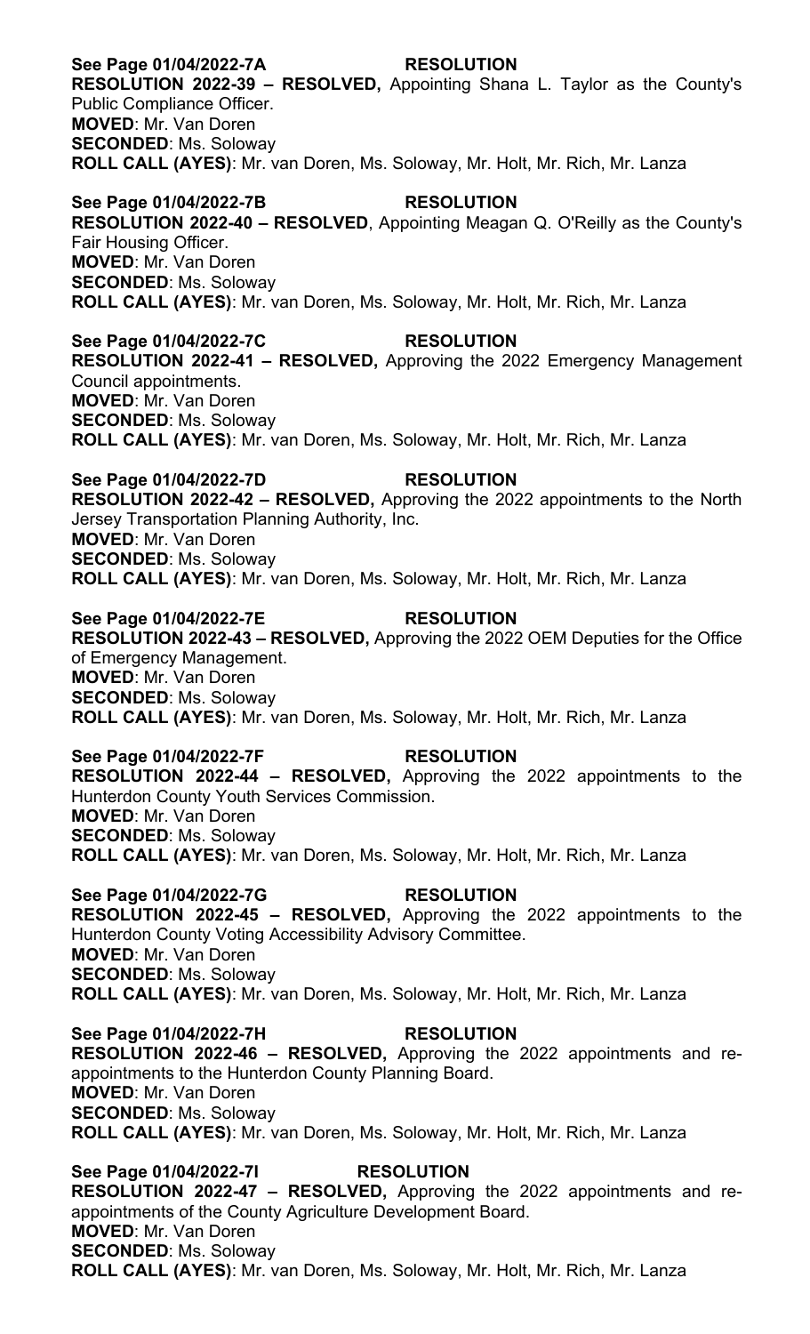**See Page 01/04/2022-7A RESOLUTION**

**RESOLUTION 2022-39 – RESOLVED,** Appointing Shana L. Taylor as the County's Public Compliance Officer.

**MOVED**: Mr. Van Doren

**SECONDED**: Ms. Soloway

**ROLL CALL (AYES)**: Mr. van Doren, Ms. Soloway, Mr. Holt, Mr. Rich, Mr. Lanza

**See Page 01/04/2022-7B RESOLUTION**

**RESOLUTION 2022-40 – RESOLVED**, Appointing Meagan Q. O'Reilly as the County's Fair Housing Officer.

**MOVED**: Mr. Van Doren

**SECONDED**: Ms. Soloway

**ROLL CALL (AYES)**: Mr. van Doren, Ms. Soloway, Mr. Holt, Mr. Rich, Mr. Lanza

**See Page 01/04/2022-7C RESOLUTION**

**RESOLUTION 2022-41 – RESOLVED,** Approving the 2022 Emergency Management Council appointments.

**MOVED**: Mr. Van Doren

**SECONDED**: Ms. Soloway

**ROLL CALL (AYES)**: Mr. van Doren, Ms. Soloway, Mr. Holt, Mr. Rich, Mr. Lanza

**See Page 01/04/2022-7D RESOLUTION**

**RESOLUTION 2022-42 – RESOLVED,** Approving the 2022 appointments to the North Jersey Transportation Planning Authority, Inc.

**MOVED**: Mr. Van Doren

**SECONDED**: Ms. Soloway

**ROLL CALL (AYES)**: Mr. van Doren, Ms. Soloway, Mr. Holt, Mr. Rich, Mr. Lanza

**See Page 01/04/2022-7E RESOLUTION**

**RESOLUTION 2022-43 – RESOLVED,** Approving the 2022 OEM Deputies for the Office of Emergency Management.

**MOVED**: Mr. Van Doren

**SECONDED**: Ms. Soloway

**ROLL CALL (AYES)**: Mr. van Doren, Ms. Soloway, Mr. Holt, Mr. Rich, Mr. Lanza

**See Page 01/04/2022-7F RESOLUTION**

**RESOLUTION 2022-44 – RESOLVED,** Approving the 2022 appointments to the Hunterdon County Youth Services Commission.

**MOVED**: Mr. Van Doren

**SECONDED**: Ms. Soloway

**ROLL CALL (AYES)**: Mr. van Doren, Ms. Soloway, Mr. Holt, Mr. Rich, Mr. Lanza

**See Page 01/04/2022-7G RESOLUTION**

**RESOLUTION 2022-45 – RESOLVED,** Approving the 2022 appointments to the Hunterdon County Voting Accessibility Advisory Committee.

**MOVED**: Mr. Van Doren

**SECONDED**: Ms. Soloway

**ROLL CALL (AYES)**: Mr. van Doren, Ms. Soloway, Mr. Holt, Mr. Rich, Mr. Lanza

**See Page 01/04/2022-7H RESOLUTION**

**RESOLUTION 2022-46 – RESOLVED,** Approving the 2022 appointments and re-appointments to the Hunterdon County Planning Board.

**MOVED**: Mr. Van Doren

**SECONDED**: Ms. Soloway

**ROLL CALL (AYES)**: Mr. van Doren, Ms. Soloway, Mr. Holt, Mr. Rich, Mr. Lanza

**See Page 01/04/2022-7I RESOLUTION**

**RESOLUTION 2022-47 – RESOLVED,** Approving the 2022 appointments and re-appointments of the County Agriculture Development Board.

**MOVED**: Mr. Van Doren

**SECONDED**: Ms. Soloway

**ROLL CALL (AYES)**: Mr. van Doren, Ms. Soloway, Mr. Holt, Mr. Rich, Mr. Lanza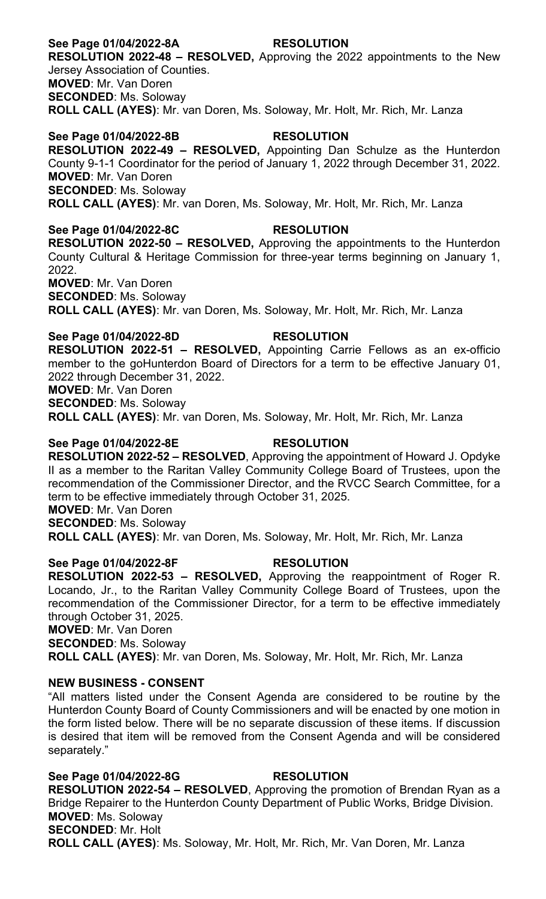**See Page 01/04/2022-8A** **RESOLUTION**

**RESOLUTION 2022-48 – RESOLVED,** Approving the 2022 appointments to the New Jersey Association of Counties.

**MOVED**: Mr. Van Doren

**SECONDED**: Ms. Soloway

**ROLL CALL (AYES)**: Mr. van Doren, Ms. Soloway, Mr. Holt, Mr. Rich, Mr. Lanza

**See Page 01/04/2022-8B** **RESOLUTION**

**RESOLUTION 2022-49 – RESOLVED,** Appointing Dan Schulze as the Hunterdon County 9-1-1 Coordinator for the period of January 1, 2022 through December 31, 2022.

**MOVED**: Mr. Van Doren

**SECONDED**: Ms. Soloway

**ROLL CALL (AYES)**: Mr. van Doren, Ms. Soloway, Mr. Holt, Mr. Rich, Mr. Lanza

**See Page 01/04/2022-8C** **RESOLUTION**

**RESOLUTION 2022-50 – RESOLVED,** Approving the appointments to the Hunterdon County Cultural & Heritage Commission for three-year terms beginning on January 1, 2022.

**MOVED**: Mr. Van Doren

**SECONDED**: Ms. Soloway

**ROLL CALL (AYES)**: Mr. van Doren, Ms. Soloway, Mr. Holt, Mr. Rich, Mr. Lanza

**See Page 01/04/2022-8D** **RESOLUTION**

**RESOLUTION 2022-51 – RESOLVED,** Appointing Carrie Fellows as an ex-officio member to the goHunterdon Board of Directors for a term to be effective January 01, 2022 through December 31, 2022.

**MOVED**: Mr. Van Doren

**SECONDED**: Ms. Soloway

**ROLL CALL (AYES)**: Mr. van Doren, Ms. Soloway, Mr. Holt, Mr. Rich, Mr. Lanza

**See Page 01/04/2022-8E** **RESOLUTION**

**RESOLUTION 2022-52 – RESOLVED**, Approving the appointment of Howard J. Opdyke II as a member to the Raritan Valley Community College Board of Trustees, upon the recommendation of the Commissioner Director, and the RVCC Search Committee, for a term to be effective immediately through October 31, 2025.

**MOVED**: Mr. Van Doren

**SECONDED**: Ms. Soloway

**ROLL CALL (AYES)**: Mr. van Doren, Ms. Soloway, Mr. Holt, Mr. Rich, Mr. Lanza

**See Page 01/04/2022-8F** **RESOLUTION**

**RESOLUTION 2022-53 – RESOLVED,** Approving the reappointment of Roger R. Locando, Jr., to the Raritan Valley Community College Board of Trustees, upon the recommendation of the Commissioner Director, for a term to be effective immediately through October 31, 2025.

**MOVED**: Mr. Van Doren

**SECONDED**: Ms. Soloway

**ROLL CALL (AYES)**: Mr. van Doren, Ms. Soloway, Mr. Holt, Mr. Rich, Mr. Lanza

**NEW BUSINESS - CONSENT**

"All matters listed under the Consent Agenda are considered to be routine by the Hunterdon County Board of County Commissioners and will be enacted by one motion in the form listed below. There will be no separate discussion of these items. If discussion is desired that item will be removed from the Consent Agenda and will be considered separately."

**See Page 01/04/2022-8G** **RESOLUTION**

**RESOLUTION 2022-54 – RESOLVED**, Approving the promotion of Brendan Ryan as a Bridge Repairer to the Hunterdon County Department of Public Works, Bridge Division.

**MOVED**: Ms. Soloway

**SECONDED**: Mr. Holt

**ROLL CALL (AYES)**: Ms. Soloway, Mr. Holt, Mr. Rich, Mr. Van Doren, Mr. Lanza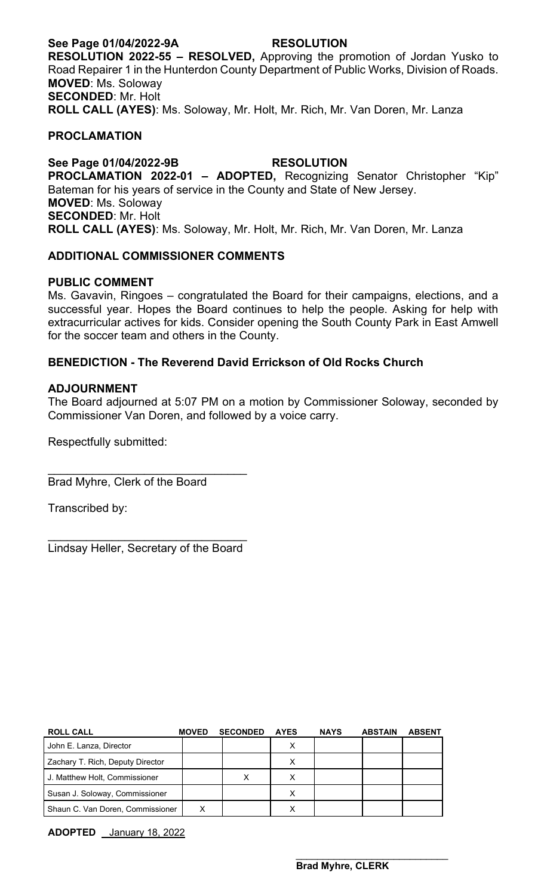**See Page 01/04/2022-9A** **RESOLUTION**

**RESOLUTION 2022-55 – RESOLVED,** Approving the promotion of Jordan Yusko to Road Repairer 1 in the Hunterdon County Department of Public Works, Division of Roads.
**MOVED**: Ms. Soloway
**SECONDED**: Mr. Holt
**ROLL CALL (AYES)**: Ms. Soloway, Mr. Holt, Mr. Rich, Mr. Van Doren, Mr. Lanza

## PROCLAMATION

**See Page 01/04/2022-9B** **RESOLUTION**

**PROCLAMATION 2022-01 – ADOPTED,** Recognizing Senator Christopher "Kip" Bateman for his years of service in the County and State of New Jersey.
**MOVED**: Ms. Soloway
**SECONDED**: Mr. Holt
**ROLL CALL (AYES)**: Ms. Soloway, Mr. Holt, Mr. Rich, Mr. Van Doren, Mr. Lanza

## ADDITIONAL COMMISSIONER COMMENTS

## PUBLIC COMMENT

Ms. Gavavin, Ringoes – congratulated the Board for their campaigns, elections, and a successful year. Hopes the Board continues to help the people. Asking for help with extracurricular actives for kids. Consider opening the South County Park in East Amwell for the soccer team and others in the County.

## BENEDICTION - The Reverend David Errickson of Old Rocks Church

## ADJOURNMENT

The Board adjourned at 5:07 PM on a motion by Commissioner Soloway, seconded by Commissioner Van Doren, and followed by a voice carry.

Respectfully submitted:

\_\_\_\_\_\_\_\_\_\_\_\_\_\_\_\_\_\_\_\_\_\_\_\_\_\_\_\_\_\_\_\_
Brad Myhre, Clerk of the Board

Transcribed by:

\_\_\_\_\_\_\_\_\_\_\_\_\_\_\_\_\_\_\_\_\_\_\_\_\_\_\_\_\_\_\_\_
Lindsay Heller, Secretary of the Board

| ROLL CALL | MOVED | SECONDED | AYES | NAYS | ABSTAIN | ABSENT |
|---|---|---|---|---|---|---|
| John E. Lanza, Director | | | X | | | |
| Zachary T. Rich, Deputy Director | | | X | | | |
| J. Matthew Holt, Commissioner | | X | X | | | |
| Susan J. Soloway, Commissioner | | | X | | | |
| Shaun C. Van Doren, Commissioner | X | | X | | | |

**ADOPTED** January 18, 2022

\_\_\_\_\_\_\_\_\_\_\_\_\_\_\_\_\_\_\_\_\_\_\_\_\_\_\_\_
**Brad Myhre, CLERK**